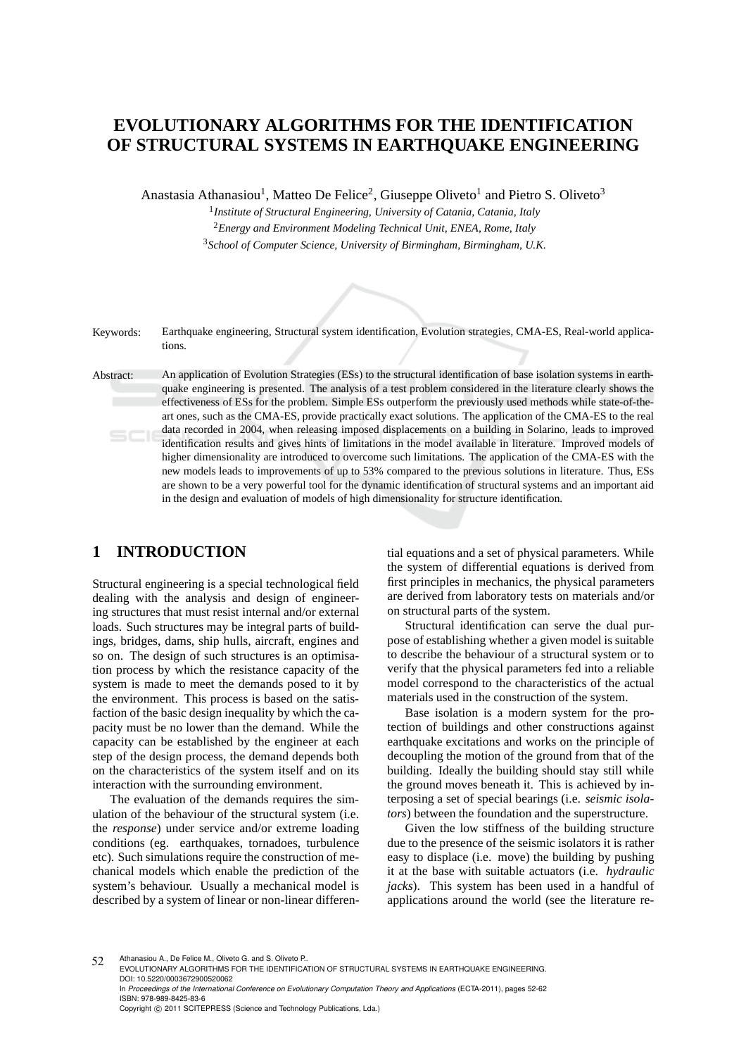# EVOLUTIONARY ALGORITHMS FOR THE IDENTIFICATION OF STRUCTURAL SYSTEMS IN EARTHQUAKE ENGINEERING

Anastasia Athanasiou[1], Matteo De Felice[2], Giuseppe Oliveto[1] and Pietro S. Oliveto[3]

[1]*Institute of Structural Engineering, University of Catania, Catania, Italy*
[2]*Energy and Environment Modeling Technical Unit, ENEA, Rome, Italy*
[3]*School of Computer Science, University of Birmingham, Birmingham, U.K.*

Keywords: Earthquake engineering, Structural system identification, Evolution strategies, CMA-ES, Real-world applications.

Abstract: An application of Evolution Strategies (ESs) to the structural identification of base isolation systems in earthquake engineering is presented. The analysis of a test problem considered in the literature clearly shows the effectiveness of ESs for the problem. Simple ESs outperform the previously used methods while state-of-the-art ones, such as the CMA-ES, provide practically exact solutions. The application of the CMA-ES to the real data recorded in 2004, when releasing imposed displacements on a building in Solarino, leads to improved identification results and gives hints of limitations in the model available in literature. Improved models of higher dimensionality are introduced to overcome such limitations. The application of the CMA-ES with the new models leads to improvements of up to 53% compared to the previous solutions in literature. Thus, ESs are shown to be a very powerful tool for the dynamic identification of structural systems and an important aid in the design and evaluation of models of high dimensionality for structure identification.

## 1 INTRODUCTION

Structural engineering is a special technological field dealing with the analysis and design of engineering structures that must resist internal and/or external loads. Such structures may be integral parts of buildings, bridges, dams, ship hulls, aircraft, engines and so on. The design of such structures is an optimisation process by which the resistance capacity of the system is made to meet the demands posed to it by the environment. This process is based on the satisfaction of the basic design inequality by which the capacity must be no lower than the demand. While the capacity can be established by the engineer at each step of the design process, the demand depends both on the characteristics of the system itself and on its interaction with the surrounding environment.

The evaluation of the demands requires the simulation of the behaviour of the structural system (i.e. the *response*) under service and/or extreme loading conditions (eg. earthquakes, tornadoes, turbulence etc). Such simulations require the construction of mechanical models which enable the prediction of the system's behaviour. Usually a mechanical model is described by a system of linear or non-linear differential equations and a set of physical parameters. While the system of differential equations is derived from first principles in mechanics, the physical parameters are derived from laboratory tests on materials and/or on structural parts of the system.

Structural identification can serve the dual purpose of establishing whether a given model is suitable to describe the behaviour of a structural system or to verify that the physical parameters fed into a reliable model correspond to the characteristics of the actual materials used in the construction of the system.

Base isolation is a modern system for the protection of buildings and other constructions against earthquake excitations and works on the principle of decoupling the motion of the ground from that of the building. Ideally the building should stay still while the ground moves beneath it. This is achieved by interposing a set of special bearings (i.e. *seismic isolators*) between the foundation and the superstructure.

Given the low stiffness of the building structure due to the presence of the seismic isolators it is rather easy to displace (i.e. move) the building by pushing it at the base with suitable actuators (i.e. *hydraulic jacks*). This system has been used in a handful of applications around the world (see the literature re-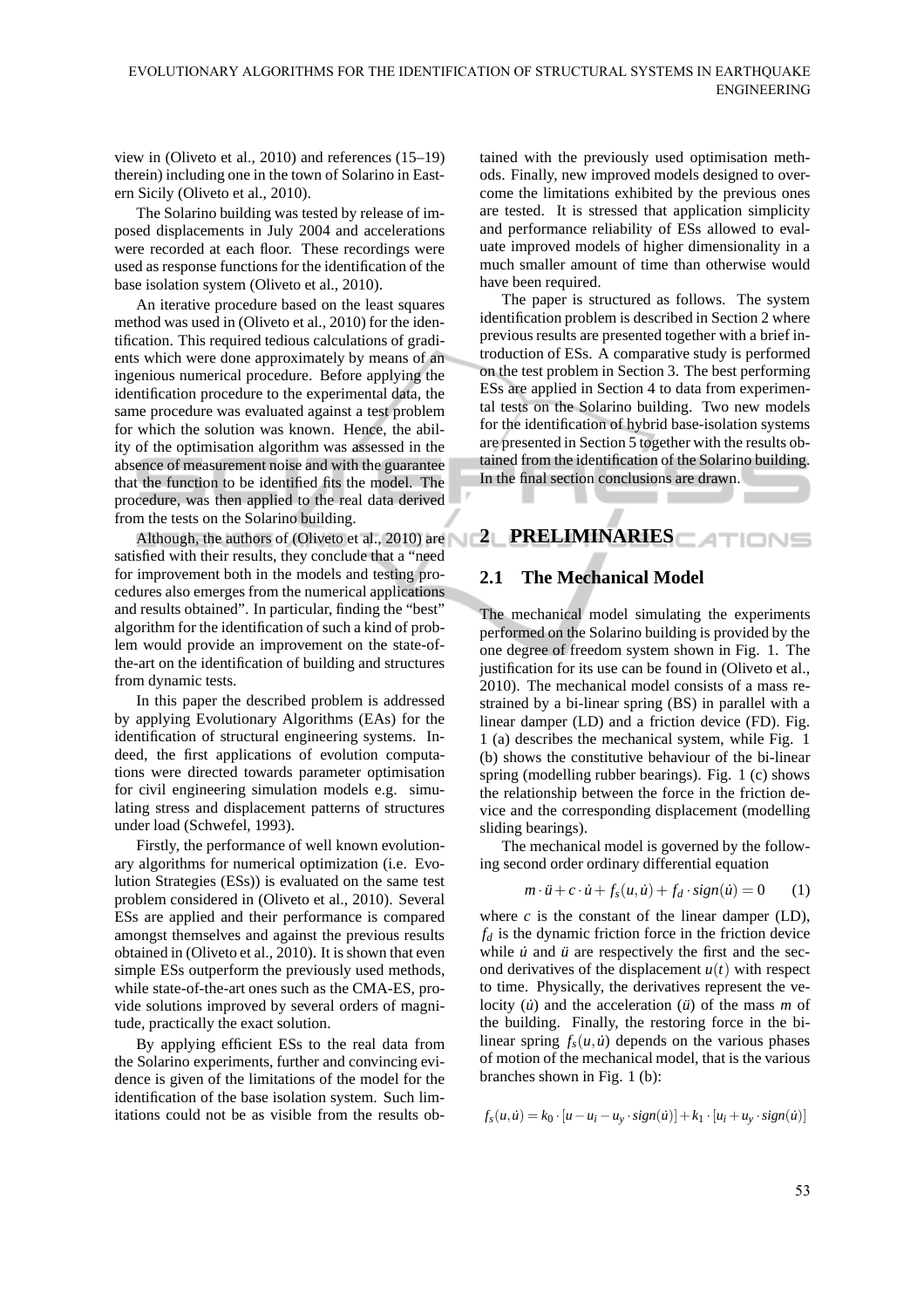view in (Oliveto et al., 2010) and references (15–19) therein) including one in the town of Solarino in Eastern Sicily (Oliveto et al., 2010).

The Solarino building was tested by release of imposed displacements in July 2004 and accelerations were recorded at each floor. These recordings were used as response functions for the identification of the base isolation system (Oliveto et al., 2010).

An iterative procedure based on the least squares method was used in (Oliveto et al., 2010) for the identification. This required tedious calculations of gradients which were done approximately by means of an ingenious numerical procedure. Before applying the identification procedure to the experimental data, the same procedure was evaluated against a test problem for which the solution was known. Hence, the ability of the optimisation algorithm was assessed in the absence of measurement noise and with the guarantee that the function to be identified fits the model. The procedure, was then applied to the real data derived from the tests on the Solarino building.

Although, the authors of (Oliveto et al., 2010) are satisfied with their results, they conclude that a "need for improvement both in the models and testing procedures also emerges from the numerical applications and results obtained". In particular, finding the "best" algorithm for the identification of such a kind of problem would provide an improvement on the state-of-the-art on the identification of building and structures from dynamic tests.

In this paper the described problem is addressed by applying Evolutionary Algorithms (EAs) for the identification of structural engineering systems. Indeed, the first applications of evolution computations were directed towards parameter optimisation for civil engineering simulation models e.g. simulating stress and displacement patterns of structures under load (Schwefel, 1993).

Firstly, the performance of well known evolutionary algorithms for numerical optimization (i.e. Evolution Strategies (ESs)) is evaluated on the same test problem considered in (Oliveto et al., 2010). Several ESs are applied and their performance is compared amongst themselves and against the previous results obtained in (Oliveto et al., 2010). It is shown that even simple ESs outperform the previously used methods, while state-of-the-art ones such as the CMA-ES, provide solutions improved by several orders of magnitude, practically the exact solution.

By applying efficient ESs to the real data from the Solarino experiments, further and convincing evidence is given of the limitations of the model for the identification of the base isolation system. Such limitations could not be as visible from the results obtained with the previously used optimisation methods. Finally, new improved models designed to overcome the limitations exhibited by the previous ones are tested. It is stressed that application simplicity and performance reliability of ESs allowed to evaluate improved models of higher dimensionality in a much smaller amount of time than otherwise would have been required.

The paper is structured as follows. The system identification problem is described in Section 2 where previous results are presented together with a brief introduction of ESs. A comparative study is performed on the test problem in Section 3. The best performing ESs are applied in Section 4 to data from experimental tests on the Solarino building. Two new models for the identification of hybrid base-isolation systems are presented in Section 5 together with the results obtained from the identification of the Solarino building. In the final section conclusions are drawn.

## 2 PRELIMINARIES

### 2.1 The Mechanical Model

The mechanical model simulating the experiments performed on the Solarino building is provided by the one degree of freedom system shown in Fig. 1. The justification for its use can be found in (Oliveto et al., 2010). The mechanical model consists of a mass restrained by a bi-linear spring (BS) in parallel with a linear damper (LD) and a friction device (FD). Fig. 1 (a) describes the mechanical system, while Fig. 1 (b) shows the constitutive behaviour of the bi-linear spring (modelling rubber bearings). Fig. 1 (c) shows the relationship between the force in the friction device and the corresponding displacement (modelling sliding bearings).

The mechanical model is governed by the following second order ordinary differential equation

$$m \cdot \ddot{u} + c \cdot \dot{u} + f_s(u, \dot{u}) + f_d \cdot sign(\dot{u}) = 0 \qquad (1)$$

where $c$ is the constant of the linear damper (LD), $f_d$ is the dynamic friction force in the friction device while $\dot{u}$ and $\ddot{u}$ are respectively the first and the second derivatives of the displacement $u(t)$ with respect to time. Physically, the derivatives represent the velocity ($\dot{u}$) and the acceleration ($\ddot{u}$) of the mass $m$ of the building. Finally, the restoring force in the bi-linear spring $f_s(u, \dot{u})$ depends on the various phases of motion of the mechanical model, that is the various branches shown in Fig. 1 (b):

$$f_s(u, \dot{u}) = k_0 \cdot [u - u_i - u_y \cdot sign(\dot{u})] + k_1 \cdot [u_i + u_y \cdot sign(\dot{u})]$$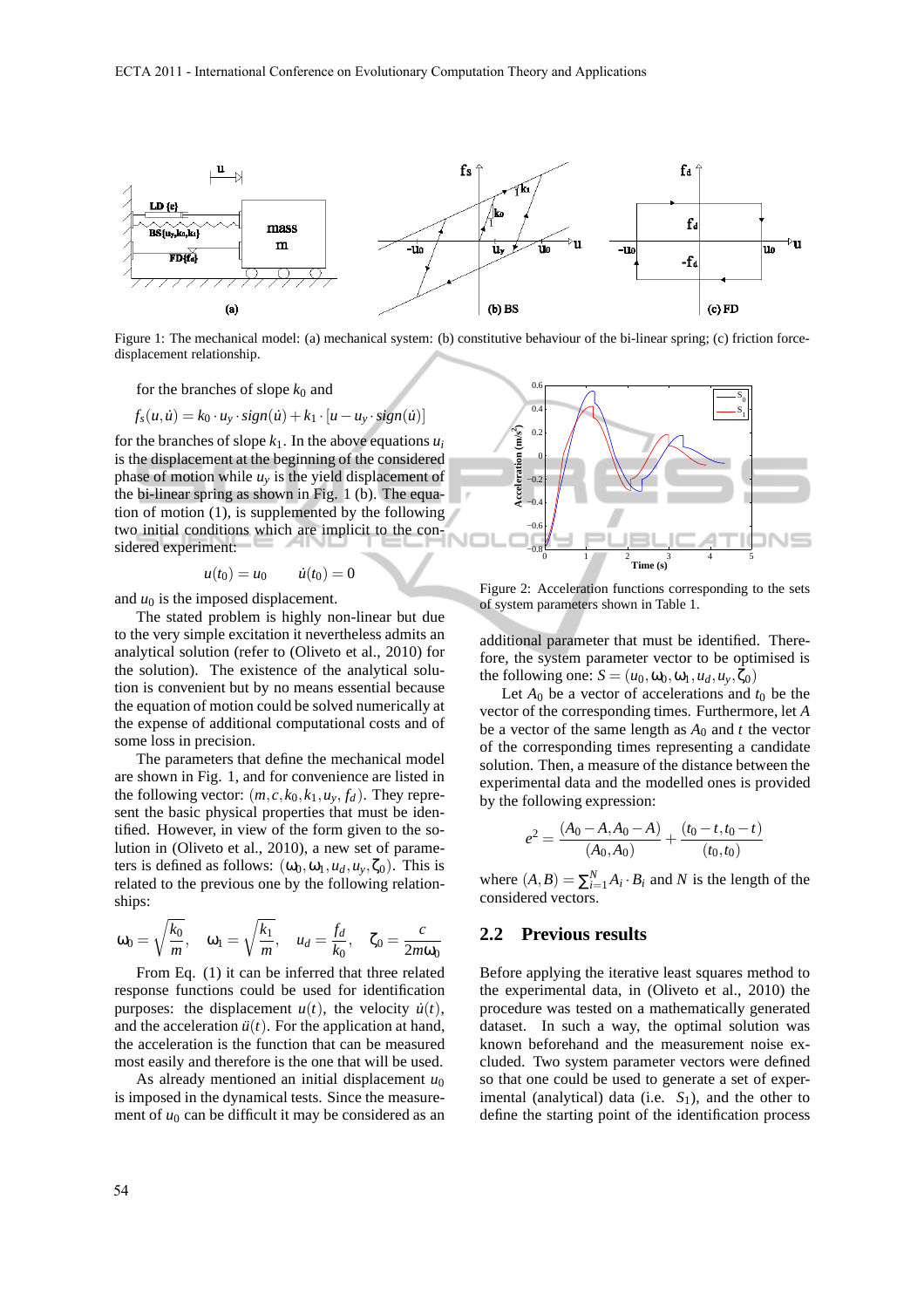Figure 1: The mechanical model: (a) mechanical system: (b) constitutive behaviour of the bi-linear spring; (c) friction force-displacement relationship.

for the branches of slope $k_0$ and

$$f_s(u,\dot{u}) = k_0 \cdot u_y \cdot sign(\dot{u}) + k_1 \cdot [u - u_y \cdot sign(\dot{u})]$$

for the branches of slope $k_1$. In the above equations $u_i$ is the displacement at the beginning of the considered phase of motion while $u_y$ is the yield displacement of the bi-linear spring as shown in Fig. 1 (b). The equation of motion (1), is supplemented by the following two initial conditions which are implicit to the considered experiment:

$$u(t_0) = u_0 \qquad \dot{u}(t_0) = 0$$

and $u_0$ is the imposed displacement.

The stated problem is highly non-linear but due to the very simple excitation it nevertheless admits an analytical solution (refer to (Oliveto et al., 2010) for the solution). The existence of the analytical solution is convenient but by no means essential because the equation of motion could be solved numerically at the expense of additional computational costs and of some loss in precision.

The parameters that define the mechanical model are shown in Fig. 1, and for convenience are listed in the following vector: $(m, c, k_0, k_1, u_y, f_d)$. They represent the basic physical properties that must be identified. However, in view of the form given to the solution in (Oliveto et al., 2010), a new set of parameters is defined as follows: $(\omega_0, \omega_1, u_d, u_y, \zeta_0)$. This is related to the previous one by the following relationships:

$$\omega_0 = \sqrt{\frac{k_0}{m}}, \quad \omega_1 = \sqrt{\frac{k_1}{m}}, \quad u_d = \frac{f_d}{k_0}, \quad \zeta_0 = \frac{c}{2m\omega_0}$$

From Eq. (1) it can be inferred that three related response functions could be used for identification purposes: the displacement $u(t)$, the velocity $\dot{u}(t)$, and the acceleration $\ddot{u}(t)$. For the application at hand, the acceleration is the function that can be measured most easily and therefore is the one that will be used.

As already mentioned an initial displacement $u_0$ is imposed in the dynamical tests. Since the measurement of $u_0$ can be difficult it may be considered as an additional parameter that must be identified. Therefore, the system parameter vector to be optimised is the following one: $S = (u_0, \omega_0, \omega_1, u_d, u_y, \zeta_0)$

Figure 2: Acceleration functions corresponding to the sets of system parameters shown in Table 1.

Let $A_0$ be a vector of accelerations and $t_0$ be the vector of the corresponding times. Furthermore, let $A$ be a vector of the same length as $A_0$ and $t$ the vector of the corresponding times representing a candidate solution. Then, a measure of the distance between the experimental data and the modelled ones is provided by the following expression:

$$e^2 = \frac{(A_0 - A, A_0 - A)}{(A_0, A_0)} + \frac{(t_0 - t, t_0 - t)}{(t_0, t_0)}$$

where $(A, B) = \sum_{i=1}^{N} A_i \cdot B_i$ and $N$ is the length of the considered vectors.

## 2.2 Previous results

Before applying the iterative least squares method to the experimental data, in (Oliveto et al., 2010) the procedure was tested on a mathematically generated dataset. In such a way, the optimal solution was known beforehand and the measurement noise excluded. Two system parameter vectors were defined so that one could be used to generate a set of experimental (analytical) data (i.e. $S_1$), and the other to define the starting point of the identification process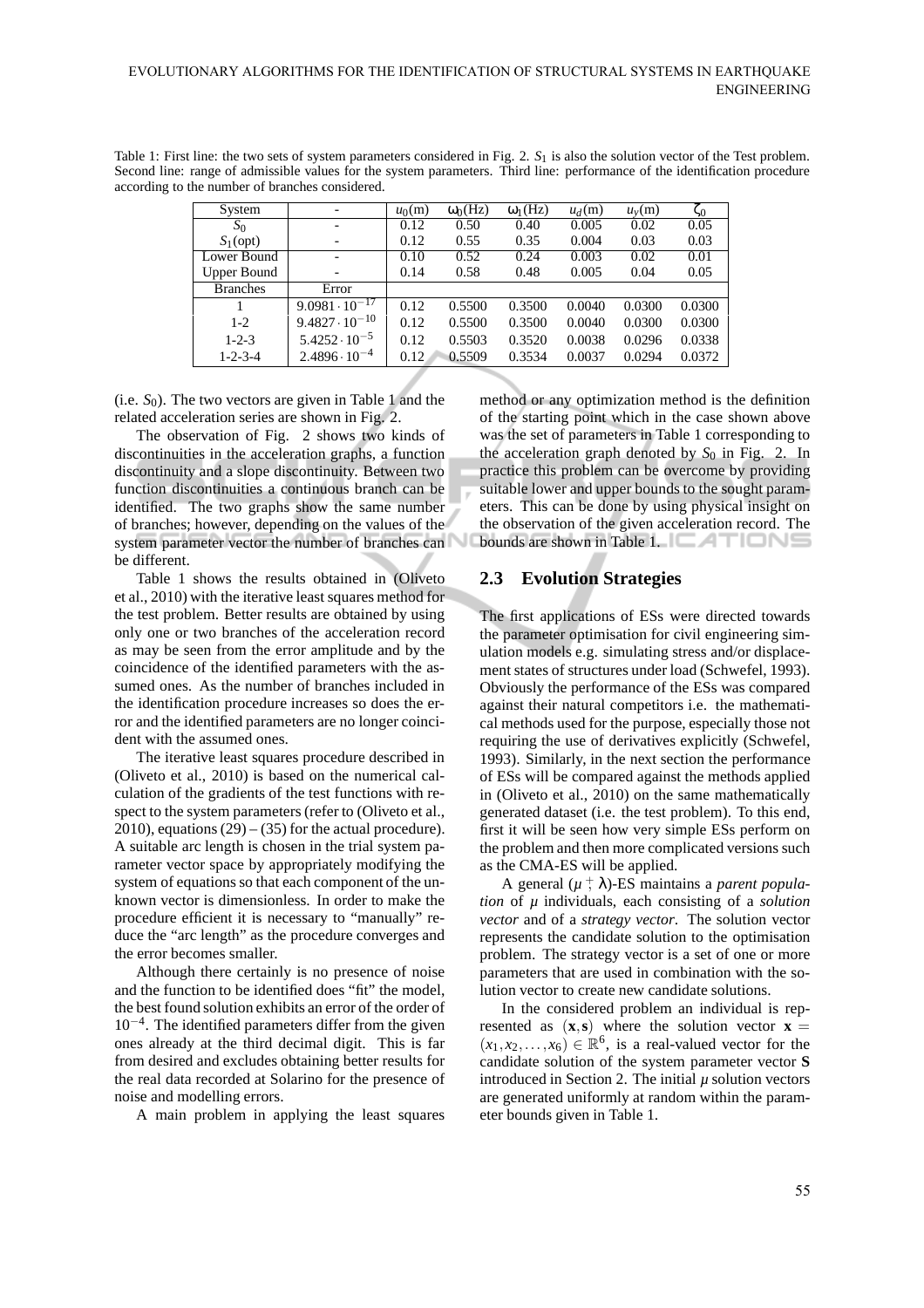Table 1: First line: the two sets of system parameters considered in Fig. 2. $S_1$ is also the solution vector of the Test problem. Second line: range of admissible values for the system parameters. Third line: performance of the identification procedure according to the number of branches considered.

| System | - | $u_0$(m) | $\omega_0$(Hz) | $\omega_1$(Hz) | $u_d$(m) | $u_y$(m) | $\zeta_0$ |
|---|---|---|---|---|---|---|---|
| $S_0$ | - | 0.12 | 0.50 | 0.40 | 0.005 | 0.02 | 0.05 |
| $S_1$(opt) | - | 0.12 | 0.55 | 0.35 | 0.004 | 0.03 | 0.03 |
| Lower Bound | - | 0.10 | 0.52 | 0.24 | 0.003 | 0.02 | 0.01 |
| Upper Bound | - | 0.14 | 0.58 | 0.48 | 0.005 | 0.04 | 0.05 |
| Branches | Error | | | | | | |
| 1 | $9.0981 \cdot 10^{-17}$ | 0.12 | 0.5500 | 0.3500 | 0.0040 | 0.0300 | 0.0300 |
| 1-2 | $9.4827 \cdot 10^{-10}$ | 0.12 | 0.5500 | 0.3500 | 0.0040 | 0.0300 | 0.0300 |
| 1-2-3 | $5.4252 \cdot 10^{-5}$ | 0.12 | 0.5503 | 0.3520 | 0.0038 | 0.0296 | 0.0338 |
| 1-2-3-4 | $2.4896 \cdot 10^{-4}$ | 0.12 | 0.5509 | 0.3534 | 0.0037 | 0.0294 | 0.0372 |

(i.e. $S_0$). The two vectors are given in Table 1 and the related acceleration series are shown in Fig. 2.

The observation of Fig. 2 shows two kinds of discontinuities in the acceleration graphs, a function discontinuity and a slope discontinuity. Between two function discontinuities a continuous branch can be identified. The two graphs show the same number of branches; however, depending on the values of the system parameter vector the number of branches can be different.

Table 1 shows the results obtained in (Oliveto et al., 2010) with the iterative least squares method for the test problem. Better results are obtained by using only one or two branches of the acceleration record as may be seen from the error amplitude and by the coincidence of the identified parameters with the assumed ones. As the number of branches included in the identification procedure increases so does the error and the identified parameters are no longer coincident with the assumed ones.

The iterative least squares procedure described in (Oliveto et al., 2010) is based on the numerical calculation of the gradients of the test functions with respect to the system parameters (refer to (Oliveto et al., 2010), equations (29) – (35) for the actual procedure). A suitable arc length is chosen in the trial system parameter vector space by appropriately modifying the system of equations so that each component of the unknown vector is dimensionless. In order to make the procedure efficient it is necessary to "manually" reduce the "arc length" as the procedure converges and the error becomes smaller.

Although there certainly is no presence of noise and the function to be identified does "fit" the model, the best found solution exhibits an error of the order of $10^{-4}$. The identified parameters differ from the given ones already at the third decimal digit. This is far from desired and excludes obtaining better results for the real data recorded at Solarino for the presence of noise and modelling errors.

A main problem in applying the least squares method or any optimization method is the definition of the starting point which in the case shown above was the set of parameters in Table 1 corresponding to the acceleration graph denoted by $S_0$ in Fig. 2. In practice this problem can be overcome by providing suitable lower and upper bounds to the sought parameters. This can be done by using physical insight on the observation of the given acceleration record. The bounds are shown in Table 1.

## 2.3 Evolution Strategies

The first applications of ESs were directed towards the parameter optimisation for civil engineering simulation models e.g. simulating stress and/or displacement states of structures under load (Schwefel, 1993). Obviously the performance of the ESs was compared against their natural competitors i.e. the mathematical methods used for the purpose, especially those not requiring the use of derivatives explicitly (Schwefel, 1993). Similarly, in the next section the performance of ESs will be compared against the methods applied in (Oliveto et al., 2010) on the same mathematically generated dataset (i.e. the test problem). To this end, first it will be seen how very simple ESs perform on the problem and then more complicated versions such as the CMA-ES will be applied.

A general $(\mu \overset{+}{,} \lambda)$-ES maintains a *parent population* of $\mu$ individuals, each consisting of a *solution vector* and of a *strategy vector*. The solution vector represents the candidate solution to the optimisation problem. The strategy vector is a set of one or more parameters that are used in combination with the solution vector to create new candidate solutions.

In the considered problem an individual is represented as $(\mathbf{x}, \mathbf{s})$ where the solution vector $\mathbf{x} = (x_1, x_2, \ldots, x_6) \in \mathbb{R}^6$, is a real-valued vector for the candidate solution of the system parameter vector $\mathbf{S}$ introduced in Section 2. The initial $\mu$ solution vectors are generated uniformly at random within the parameter bounds given in Table 1.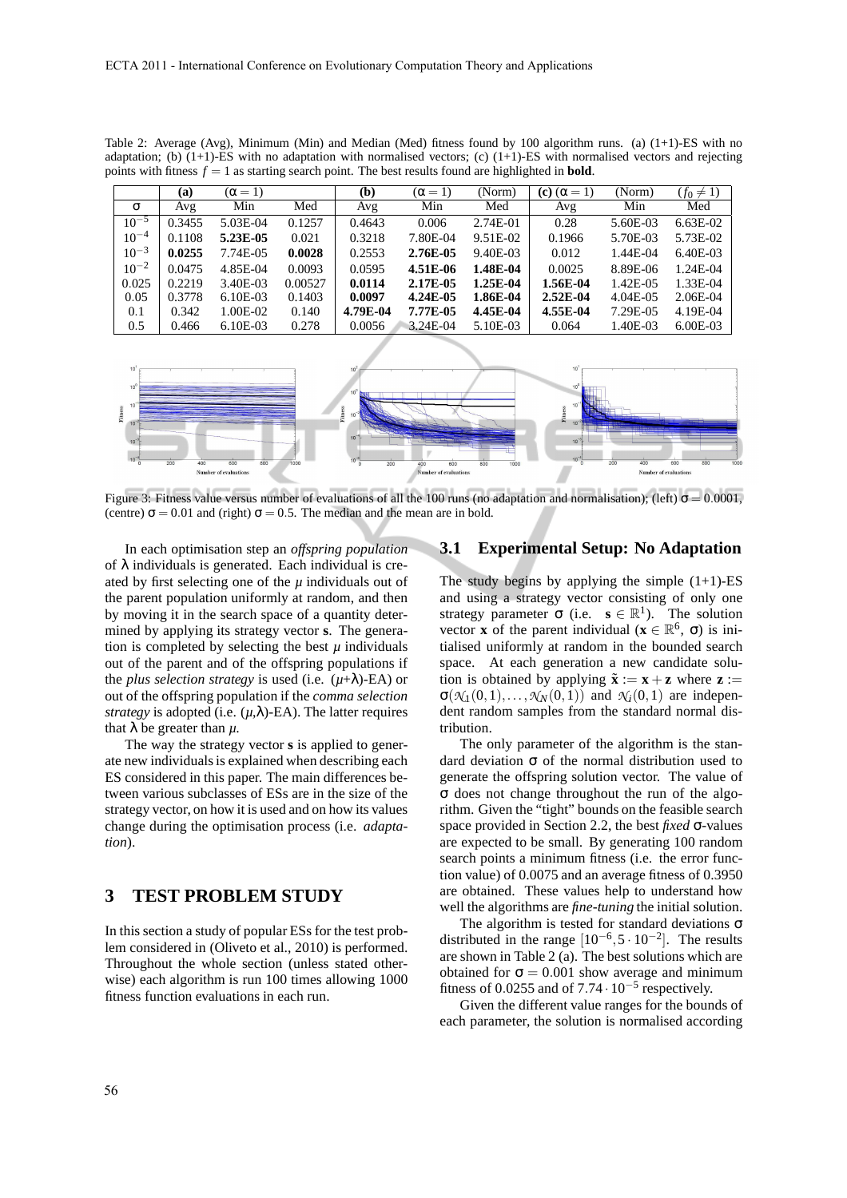Table 2: Average (Avg), Minimum (Min) and Median (Med) fitness found by 100 algorithm runs. (a) (1+1)-ES with no adaptation; (b) (1+1)-ES with no adaptation with normalised vectors; (c) (1+1)-ES with normalised vectors and rejecting points with fitness $f = 1$ as starting search point. The best results found are highlighted in **bold**.

| | (a) | $(\alpha = 1)$ | | (b) | $(\alpha = 1)$ | (Norm) | (c) $(\alpha = 1)$ | (Norm) | $(f_0 \neq 1)$ |
|---|---|---|---|---|---|---|---|---|---|
| σ | Avg | Min | Med | Avg | Min | Med | Avg | Min | Med |
| $10^{-5}$ | 0.3455 | 5.03E-04 | 0.1257 | 0.4643 | 0.006 | 2.74E-01 | 0.28 | 5.60E-03 | 6.63E-02 |
| $10^{-4}$ | 0.1108 | **5.23E-05** | 0.021 | 0.3218 | 7.80E-04 | 9.51E-02 | 0.1966 | 5.70E-03 | 5.73E-02 |
| $10^{-3}$ | **0.0255** | 7.74E-05 | **0.0028** | 0.2553 | **2.76E-05** | 9.40E-03 | 0.012 | 1.44E-04 | 6.40E-03 |
| $10^{-2}$ | 0.0475 | 4.85E-04 | 0.0093 | 0.0595 | **4.51E-06** | **1.48E-04** | 0.0025 | 8.89E-06 | 1.24E-04 |
| 0.025 | 0.2219 | 3.40E-03 | 0.00527 | **0.0114** | **2.17E-05** | **1.25E-04** | **1.56E-04** | 1.42E-05 | 1.33E-04 |
| 0.05 | 0.3778 | 6.10E-03 | 0.1403 | **0.0097** | **4.24E-05** | **1.86E-04** | **2.52E-04** | 4.04E-05 | 2.06E-04 |
| 0.1 | 0.342 | 1.00E-02 | 0.140 | **4.79E-04** | **7.77E-05** | **4.45E-04** | **4.55E-04** | 7.29E-05 | 4.19E-04 |
| 0.5 | 0.466 | 6.10E-03 | 0.278 | 0.0056 | 3.24E-04 | 5.10E-03 | 0.064 | 1.40E-03 | 6.00E-03 |

Figure 3: Fitness value versus number of evaluations of all the 100 runs (no adaptation and normalisation); (left) $\sigma = 0.0001$, (centre) $\sigma = 0.01$ and (right) $\sigma = 0.5$. The median and the mean are in bold.

In each optimisation step an *offspring population* of $\lambda$ individuals is generated. Each individual is created by first selecting one of the $\mu$ individuals out of the parent population uniformly at random, and then by moving it in the search space of a quantity determined by applying its strategy vector **s**. The generation is completed by selecting the best $\mu$ individuals out of the parent and of the offspring populations if the *plus selection strategy* is used (i.e. ($\mu$+$\lambda$)-EA) or out of the offspring population if the *comma selection strategy* is adopted (i.e. ($\mu$,$\lambda$)-EA). The latter requires that $\lambda$ be greater than $\mu$.

The way the strategy vector **s** is applied to generate new individuals is explained when describing each ES considered in this paper. The main differences between various subclasses of ESs are in the size of the strategy vector, on how it is used and on how its values change during the optimisation process (i.e. *adaptation*).

## 3 TEST PROBLEM STUDY

In this section a study of popular ESs for the test problem considered in (Oliveto et al., 2010) is performed. Throughout the whole section (unless stated otherwise) each algorithm is run 100 times allowing 1000 fitness function evaluations in each run.

### 3.1 Experimental Setup: No Adaptation

The study begins by applying the simple (1+1)-ES and using a strategy vector consisting of only one strategy parameter $\sigma$ (i.e. $\mathbf{s} \in \mathbb{R}^1$). The solution vector **x** of the parent individual ($\mathbf{x} \in \mathbb{R}^6$, $\sigma$) is initialised uniformly at random in the bounded search space. At each generation a new candidate solution is obtained by applying $\tilde{\mathbf{x}} := \mathbf{x} + \mathbf{z}$ where $\mathbf{z} := \sigma(\mathcal{N}_1(0,1), \ldots, \mathcal{N}_N(0,1))$ and $\mathcal{N}_i(0,1)$ are independent random samples from the standard normal distribution.

The only parameter of the algorithm is the standard deviation $\sigma$ of the normal distribution used to generate the offspring solution vector. The value of $\sigma$ does not change throughout the run of the algorithm. Given the "tight" bounds on the feasible search space provided in Section 2.2, the best *fixed* $\sigma$-values are expected to be small. By generating 100 random search points a minimum fitness (i.e. the error function value) of 0.0075 and an average fitness of 0.3950 are obtained. These values help to understand how well the algorithms are *fine-tuning* the initial solution.

The algorithm is tested for standard deviations $\sigma$ distributed in the range $[10^{-6}, 5 \cdot 10^{-2}]$. The results are shown in Table 2 (a). The best solutions which are obtained for $\sigma = 0.001$ show average and minimum fitness of 0.0255 and of $7.74 \cdot 10^{-5}$ respectively.

Given the different value ranges for the bounds of each parameter, the solution is normalised according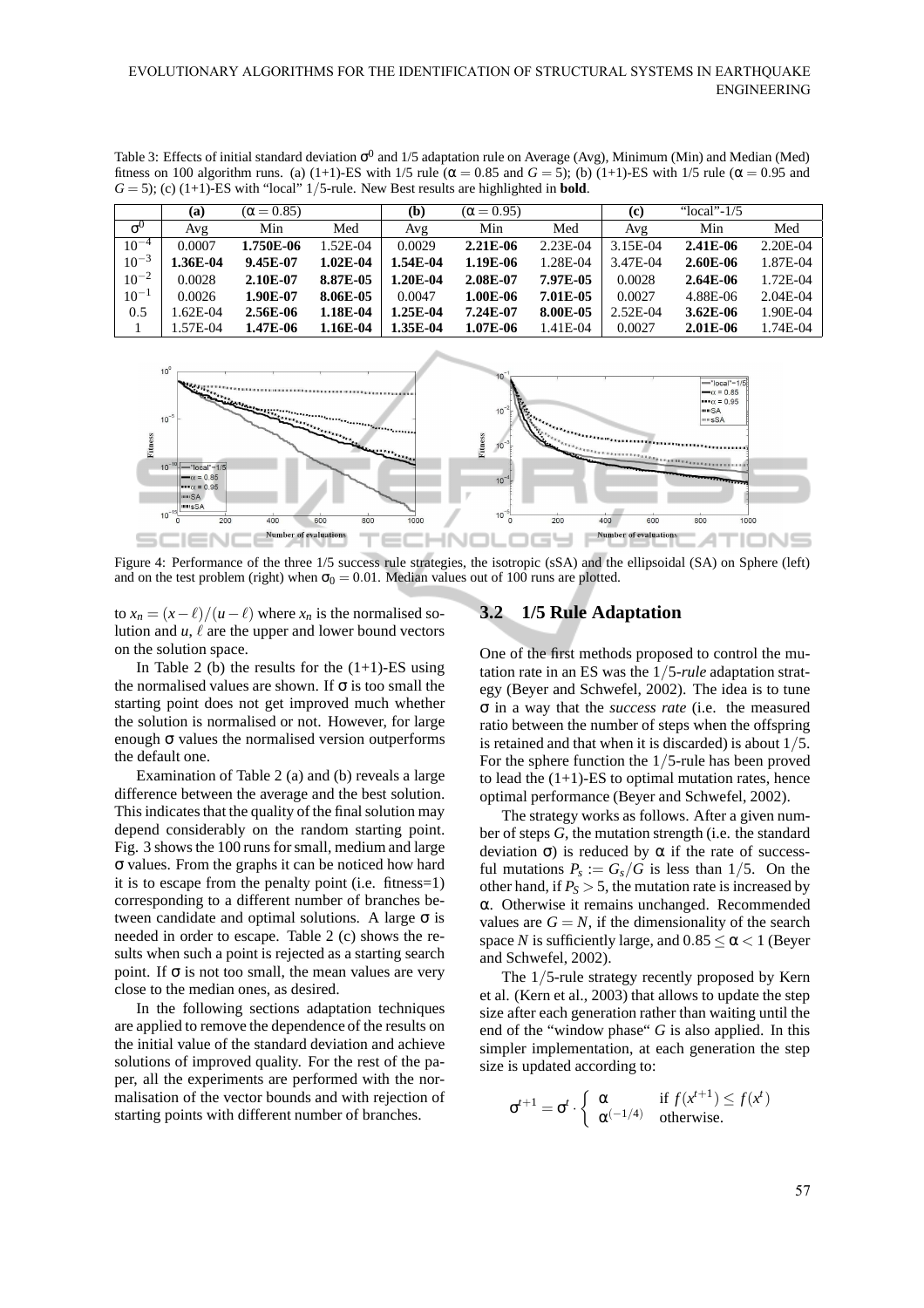Table 3: Effects of initial standard deviation $\sigma^0$ and 1/5 adaptation rule on Average (Avg), Minimum (Min) and Median (Med) fitness on 100 algorithm runs. (a) (1+1)-ES with 1/5 rule ($\alpha = 0.85$ and $G = 5$); (b) (1+1)-ES with 1/5 rule ($\alpha = 0.95$ and $G = 5$); (c) (1+1)-ES with "local" $1/5$-rule. New Best results are highlighted in **bold**.

| | (a) | ($\alpha = 0.85$) | | (b) | ($\alpha = 0.95$) | | (c) | "local"-1/5 | |
|---|---|---|---|---|---|---|---|---|---|
| $\sigma^0$ | Avg | Min | Med | Avg | Min | Med | Avg | Min | Med |
| $10^{-4}$ | 0.0007 | **1.750E-06** | 1.52E-04 | 0.0029 | **2.21E-06** | 2.23E-04 | 3.15E-04 | **2.41E-06** | 2.20E-04 |
| $10^{-3}$ | **1.36E-04** | **9.45E-07** | **1.02E-04** | **1.54E-04** | **1.19E-06** | 1.28E-04 | 3.47E-04 | **2.60E-06** | 1.87E-04 |
| $10^{-2}$ | 0.0028 | **2.10E-07** | **8.87E-05** | **1.20E-04** | **2.08E-07** | **7.97E-05** | 0.0028 | **2.64E-06** | 1.72E-04 |
| $10^{-1}$ | 0.0026 | **1.90E-07** | **8.06E-05** | 0.0047 | **1.00E-06** | **7.01E-05** | 0.0027 | 4.88E-06 | 2.04E-04 |
| 0.5 | 1.62E-04 | **2.56E-06** | **1.18E-04** | **1.25E-04** | **7.24E-07** | **8.00E-05** | 2.52E-04 | **3.62E-06** | 1.90E-04 |
| 1 | 1.57E-04 | **1.47E-06** | **1.16E-04** | **1.35E-04** | **1.07E-06** | 1.41E-04 | 0.0027 | **2.01E-06** | 1.74E-04 |

Figure 4: Performance of the three 1/5 success rule strategies, the isotropic (sSA) and the ellipsoidal (SA) on Sphere (left) and on the test problem (right) when $\sigma_0 = 0.01$. Median values out of 100 runs are plotted.

to $x_n = (x - \ell)/(u - \ell)$ where $x_n$ is the normalised solution and $u$, $\ell$ are the upper and lower bound vectors on the solution space.

In Table 2 (b) the results for the (1+1)-ES using the normalised values are shown. If $\sigma$ is too small the starting point does not get improved much whether the solution is normalised or not. However, for large enough $\sigma$ values the normalised version outperforms the default one.

Examination of Table 2 (a) and (b) reveals a large difference between the average and the best solution. This indicates that the quality of the final solution may depend considerably on the random starting point. Fig. 3 shows the 100 runs for small, medium and large $\sigma$ values. From the graphs it can be noticed how hard it is to escape from the penalty point (i.e. fitness=1) corresponding to a different number of branches between candidate and optimal solutions. A large $\sigma$ is needed in order to escape. Table 2 (c) shows the results when such a point is rejected as a starting search point. If $\sigma$ is not too small, the mean values are very close to the median ones, as desired.

In the following sections adaptation techniques are applied to remove the dependence of the results on the initial value of the standard deviation and achieve solutions of improved quality. For the rest of the paper, all the experiments are performed with the normalisation of the vector bounds and with rejection of starting points with different number of branches.

## 3.2 1/5 Rule Adaptation

One of the first methods proposed to control the mutation rate in an ES was the $1/5$-*rule* adaptation strategy (Beyer and Schwefel, 2002). The idea is to tune $\sigma$ in a way that the *success rate* (i.e. the measured ratio between the number of steps when the offspring is retained and that when it is discarded) is about $1/5$. For the sphere function the $1/5$-rule has been proved to lead the (1+1)-ES to optimal mutation rates, hence optimal performance (Beyer and Schwefel, 2002).

The strategy works as follows. After a given number of steps $G$, the mutation strength (i.e. the standard deviation $\sigma$) is reduced by $\alpha$ if the rate of successful mutations $P_s := G_s/G$ is less than $1/5$. On the other hand, if $P_S > 5$, the mutation rate is increased by $\alpha$. Otherwise it remains unchanged. Recommended values are $G = N$, if the dimensionality of the search space $N$ is sufficiently large, and $0.85 \leq \alpha < 1$ (Beyer and Schwefel, 2002).

The $1/5$-rule strategy recently proposed by Kern et al. (Kern et al., 2003) that allows to update the step size after each generation rather than waiting until the end of the "window phase" $G$ is also applied. In this simpler implementation, at each generation the step size is updated according to:

$$\sigma^{t+1} = \sigma^t \cdot \begin{cases} \alpha & \text{if } f(x^{t+1}) \leq f(x^t) \\ \alpha^{(-1/4)} & \text{otherwise.} \end{cases}$$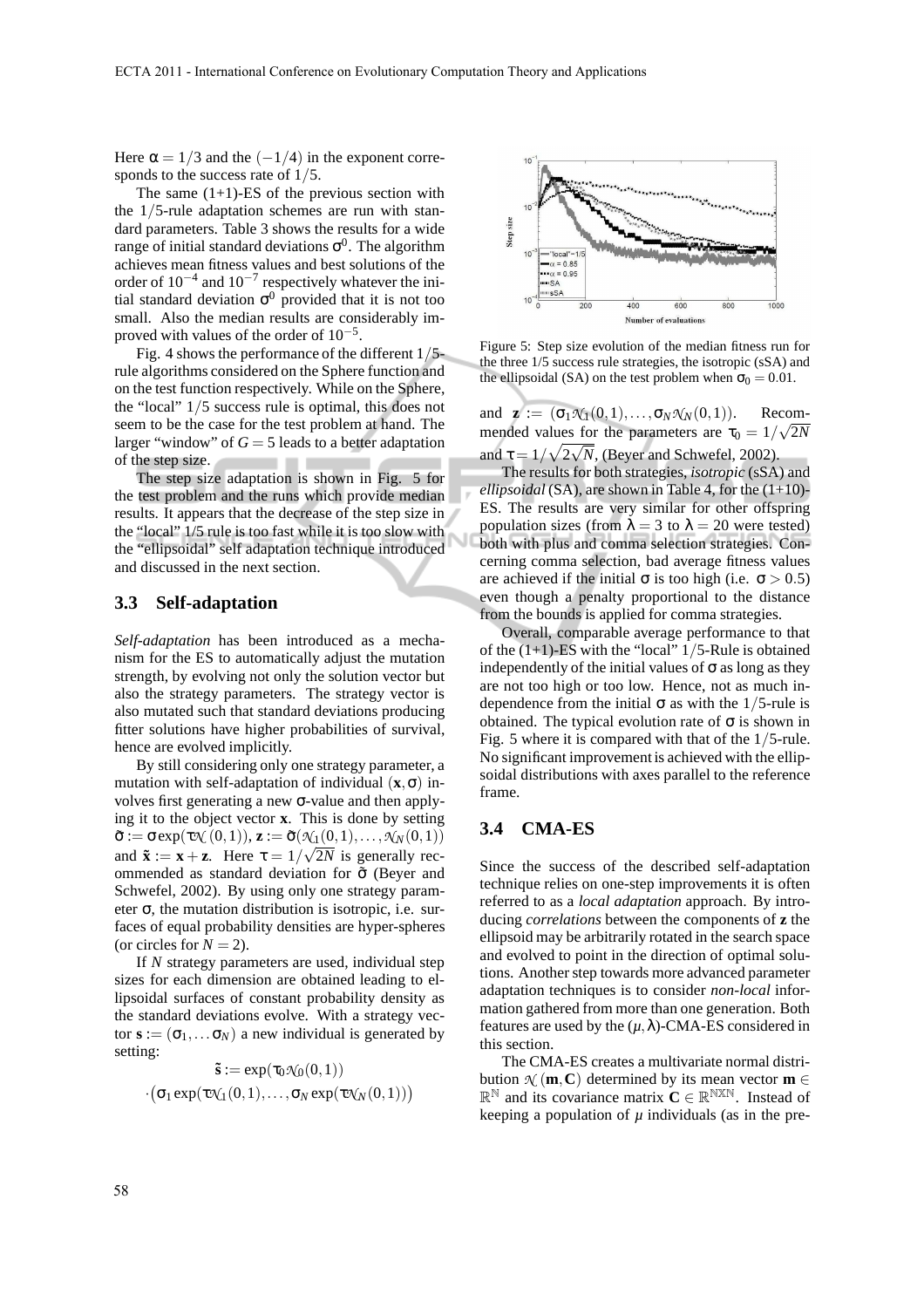Here $\alpha = 1/3$ and the $(-1/4)$ in the exponent corresponds to the success rate of $1/5$.

The same (1+1)-ES of the previous section with the $1/5$-rule adaptation schemes are run with standard parameters. Table 3 shows the results for a wide range of initial standard deviations $\sigma^0$. The algorithm achieves mean fitness values and best solutions of the order of $10^{-4}$ and $10^{-7}$ respectively whatever the initial standard deviation $\sigma^0$ provided that it is not too small. Also the median results are considerably improved with values of the order of $10^{-5}$.

Fig. 4 shows the performance of the different $1/5$-rule algorithms considered on the Sphere function and on the test function respectively. While on the Sphere, the "local" $1/5$ success rule is optimal, this does not seem to be the case for the test problem at hand. The larger "window" of $G = 5$ leads to a better adaptation of the step size.

The step size adaptation is shown in Fig. 5 for the test problem and the runs which provide median results. It appears that the decrease of the step size in the "local" 1/5 rule is too fast while it is too slow with the "ellipsoidal" self adaptation technique introduced and discussed in the next section.

### 3.3 Self-adaptation

*Self-adaptation* has been introduced as a mechanism for the ES to automatically adjust the mutation strength, by evolving not only the solution vector but also the strategy parameters. The strategy vector is also mutated such that standard deviations producing fitter solutions have higher probabilities of survival, hence are evolved implicitly.

By still considering only one strategy parameter, a mutation with self-adaptation of individual $(\mathbf{x}, \sigma)$ involves first generating a new $\sigma$-value and then applying it to the object vector $\mathbf{x}$. This is done by setting $\tilde{\sigma} := \sigma \exp(\tau \mathcal{N}(0,1))$, $\mathbf{z} := \tilde{\sigma}(\mathcal{N}_1(0,1), \ldots, \mathcal{N}_N(0,1))$ and $\tilde{\mathbf{x}} := \mathbf{x} + \mathbf{z}$. Here $\tau = 1/\sqrt{2N}$ is generally recommended as standard deviation for $\tilde{\sigma}$ (Beyer and Schwefel, 2002). By using only one strategy parameter $\sigma$, the mutation distribution is isotropic, i.e. surfaces of equal probability densities are hyper-spheres (or circles for $N = 2$).

If $N$ strategy parameters are used, individual step sizes for each dimension are obtained leading to ellipsoidal surfaces of constant probability density as the standard deviations evolve. With a strategy vector $\mathbf{s} := (\sigma_1, \ldots \sigma_N)$ a new individual is generated by setting:

$$\tilde{\mathbf{s}} := \exp(\tau_0 \mathcal{N}_0(0,1))$$
$$\cdot \big(\sigma_1 \exp(\tau \mathcal{N}_1(0,1), \ldots, \sigma_N \exp(\tau \mathcal{N}_N(0,1))\big)$$

and $\mathbf{z} := (\sigma_1 \mathcal{N}_1(0,1), \ldots, \sigma_N \mathcal{N}_N(0,1))$. Recommended values for the parameters are $\tau_0 = 1/\sqrt{2N}$ and $\tau = 1/\sqrt{2\sqrt{N}}$, (Beyer and Schwefel, 2002).

Figure 5: Step size evolution of the median fitness run for the three 1/5 success rule strategies, the isotropic (sSA) and the ellipsoidal (SA) on the test problem when $\sigma_0 = 0.01$.

The results for both strategies, *isotropic* (sSA) and *ellipsoidal* (SA), are shown in Table 4, for the (1+10)-ES. The results are very similar for other offspring population sizes (from $\lambda = 3$ to $\lambda = 20$ were tested) both with plus and comma selection strategies. Concerning comma selection, bad average fitness values are achieved if the initial $\sigma$ is too high (i.e. $\sigma > 0.5$) even though a penalty proportional to the distance from the bounds is applied for comma strategies.

Overall, comparable average performance to that of the (1+1)-ES with the "local" $1/5$-Rule is obtained independently of the initial values of $\sigma$ as long as they are not too high or too low. Hence, not as much independence from the initial $\sigma$ as with the $1/5$-rule is obtained. The typical evolution rate of $\sigma$ is shown in Fig. 5 where it is compared with that of the $1/5$-rule. No significant improvement is achieved with the ellipsoidal distributions with axes parallel to the reference frame.

### 3.4 CMA-ES

Since the success of the described self-adaptation technique relies on one-step improvements it is often referred to as a *local adaptation* approach. By introducing *correlations* between the components of $\mathbf{z}$ the ellipsoid may be arbitrarily rotated in the search space and evolved to point in the direction of optimal solutions. Another step towards more advanced parameter adaptation techniques is to consider *non-local* information gathered from more than one generation. Both features are used by the $(\mu, \lambda)$-CMA-ES considered in this section.

The CMA-ES creates a multivariate normal distribution $\mathcal{N}(\mathbf{m}, \mathbf{C})$ determined by its mean vector $\mathbf{m} \in \mathbb{R}^{\mathbb{N}}$ and its covariance matrix $\mathbf{C} \in \mathbb{R}^{\mathbb{N}\mathrm{X}\mathbb{N}}$. Instead of keeping a population of $\mu$ individuals (as in the pre-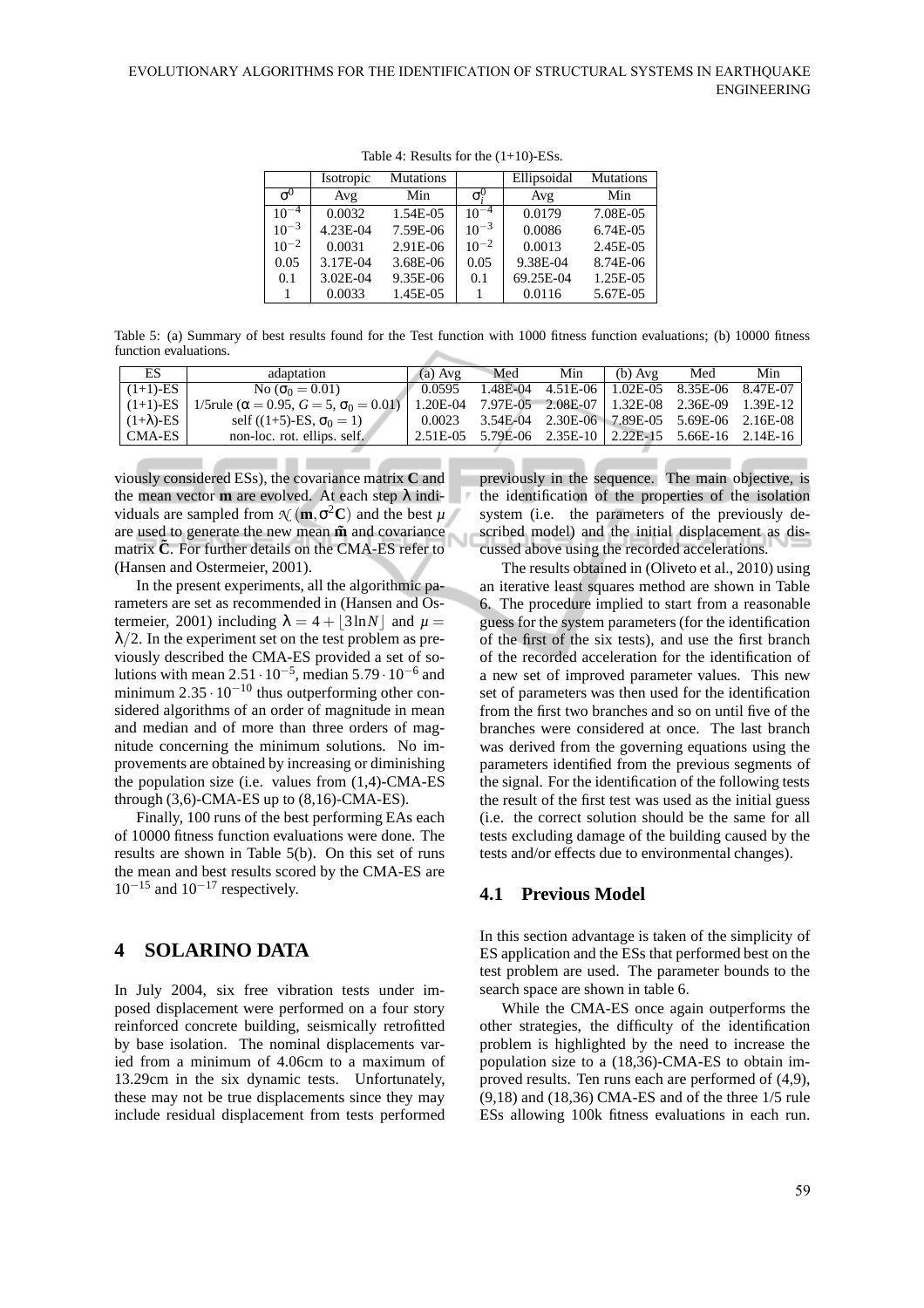Table 4: Results for the (1+10)-ESs.

| | Isotropic | Mutations | | Ellipsoidal | Mutations |
|---|---|---|---|---|---|
| $\sigma^0$ | Avg | Min | $\sigma_i^0$ | Avg | Min |
| $10^{-4}$ | 0.0032 | 1.54E-05 | $10^{-4}$ | 0.0179 | 7.08E-05 |
| $10^{-3}$ | 4.23E-04 | 7.59E-06 | $10^{-3}$ | 0.0086 | 6.74E-05 |
| $10^{-2}$ | 0.0031 | 2.91E-06 | $10^{-2}$ | 0.0013 | 2.45E-05 |
| 0.05 | 3.17E-04 | 3.68E-06 | 0.05 | 9.38E-04 | 8.74E-06 |
| 0.1 | 3.02E-04 | 9.35E-06 | 0.1 | 69.25E-04 | 1.25E-05 |
| 1 | 0.0033 | 1.45E-05 | 1 | 0.0116 | 5.67E-05 |

Table 5: (a) Summary of best results found for the Test function with 1000 fitness function evaluations; (b) 10000 fitness function evaluations.

| ES | adaptation | (a) Avg | Med | Min | (b) Avg | Med | Min |
|---|---|---|---|---|---|---|---|
| (1+1)-ES | No ($\sigma_0 = 0.01$) | 0.0595 | 1.48E-04 | 4.51E-06 | 1.02E-05 | 8.35E-06 | 8.47E-07 |
| (1+1)-ES | 1/5rule ($\alpha = 0.95$, $G = 5$, $\sigma_0 = 0.01$) | 1.20E-04 | 7.97E-05 | 2.08E-07 | 1.32E-08 | 2.36E-09 | 1.39E-12 |
| (1+$\lambda$)-ES | self ((1+5)-ES, $\sigma_0 = 1$) | 0.0023 | 3.54E-04 | 2.30E-06 | 7.89E-05 | 5.69E-06 | 2.16E-08 |
| CMA-ES | non-loc. rot. ellips. self. | 2.51E-05 | 5.79E-06 | 2.35E-10 | 2.22E-15 | 5.66E-16 | 2.14E-16 |

viously considered ESs), the covariance matrix $\mathbf{C}$ and the mean vector $\mathbf{m}$ are evolved. At each step $\lambda$ individuals are sampled from $\mathcal{N}(\mathbf{m}, \sigma^2\mathbf{C})$ and the best $\mu$ are used to generate the new mean $\tilde{\mathbf{m}}$ and covariance matrix $\tilde{\mathbf{C}}$. For further details on the CMA-ES refer to (Hansen and Ostermeier, 2001).

In the present experiments, all the algorithmic parameters are set as recommended in (Hansen and Ostermeier, 2001) including $\lambda = 4 + \lfloor 3 \ln N \rfloor$ and $\mu = \lambda/2$. In the experiment set on the test problem as previously described the CMA-ES provided a set of solutions with mean $2.51 \cdot 10^{-5}$, median $5.79 \cdot 10^{-6}$ and minimum $2.35 \cdot 10^{-10}$ thus outperforming other considered algorithms of an order of magnitude in mean and median and of more than three orders of magnitude concerning the minimum solutions. No improvements are obtained by increasing or diminishing the population size (i.e. values from (1,4)-CMA-ES through (3,6)-CMA-ES up to (8,16)-CMA-ES).

Finally, 100 runs of the best performing EAs each of 10000 fitness function evaluations were done. The results are shown in Table 5(b). On this set of runs the mean and best results scored by the CMA-ES are $10^{-15}$ and $10^{-17}$ respectively.

# 4 SOLARINO DATA

In July 2004, six free vibration tests under imposed displacement were performed on a four story reinforced concrete building, seismically retrofitted by base isolation. The nominal displacements varied from a minimum of 4.06cm to a maximum of 13.29cm in the six dynamic tests. Unfortunately, these may not be true displacements since they may include residual displacement from tests performed previously in the sequence. The main objective, is the identification of the properties of the isolation system (i.e. the parameters of the previously described model) and the initial displacement as discussed above using the recorded accelerations.

The results obtained in (Oliveto et al., 2010) using an iterative least squares method are shown in Table 6. The procedure implied to start from a reasonable guess for the system parameters (for the identification of the first of the six tests), and use the first branch of the recorded acceleration for the identification of a new set of improved parameter values. This new set of parameters was then used for the identification from the first two branches and so on until five of the branches were considered at once. The last branch was derived from the governing equations using the parameters identified from the previous segments of the signal. For the identification of the following tests the result of the first test was used as the initial guess (i.e. the correct solution should be the same for all tests excluding damage of the building caused by the tests and/or effects due to environmental changes).

## 4.1 Previous Model

In this section advantage is taken of the simplicity of ES application and the ESs that performed best on the test problem are used. The parameter bounds to the search space are shown in table 6.

While the CMA-ES once again outperforms the other strategies, the difficulty of the identification problem is highlighted by the need to increase the population size to a (18,36)-CMA-ES to obtain improved results. Ten runs each are performed of (4,9), (9,18) and (18,36) CMA-ES and of the three 1/5 rule ESs allowing 100k fitness evaluations in each run.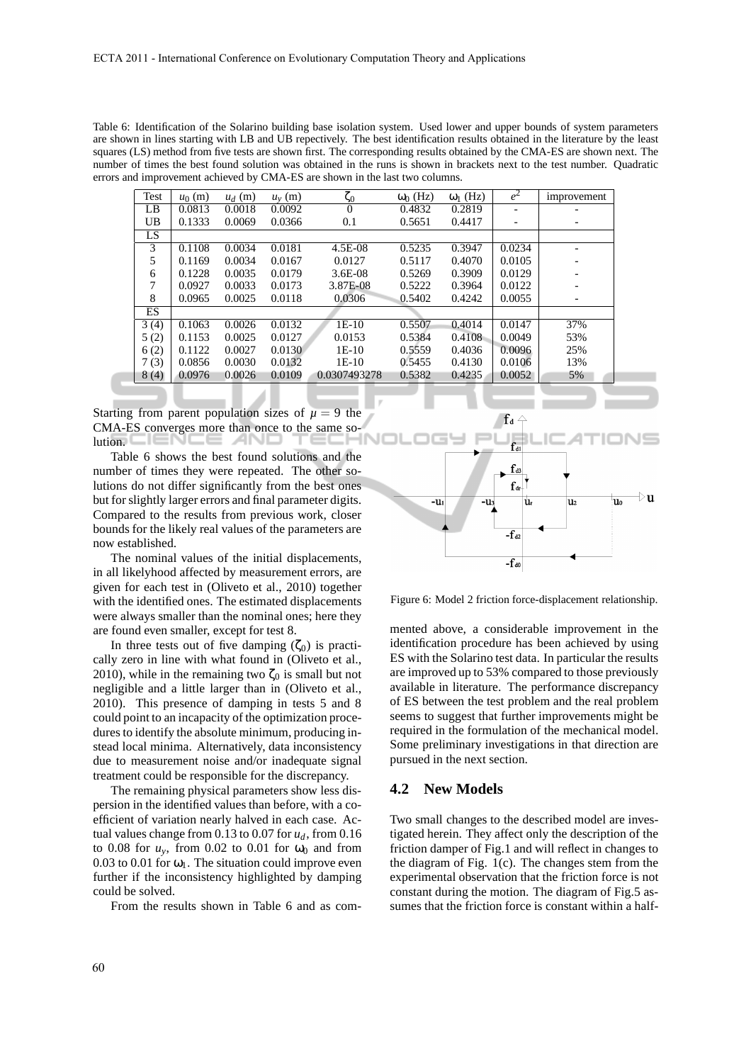Table 6: Identification of the Solarino building base isolation system. Used lower and upper bounds of system parameters are shown in lines starting with LB and UB repectively. The best identification results obtained in the literature by the least squares (LS) method from five tests are shown first. The corresponding results obtained by the CMA-ES are shown next. The number of times the best found solution was obtained in the runs is shown in brackets next to the test number. Quadratic errors and improvement achieved by CMA-ES are shown in the last two columns.

| Test | $u_0$ (m) | $u_d$ (m) | $u_y$ (m) | $\zeta_0$ | $\omega_0$ (Hz) | $\omega_1$ (Hz) | $e^2$ | improvement |
|---|---|---|---|---|---|---|---|---|
| LB | 0.0813 | 0.0018 | 0.0092 | 0 | 0.4832 | 0.2819 | - | - |
| UB | 0.1333 | 0.0069 | 0.0366 | 0.1 | 0.5651 | 0.4417 | - | - |
| LS | | | | | | | | |
| 3 | 0.1108 | 0.0034 | 0.0181 | 4.5E-08 | 0.5235 | 0.3947 | 0.0234 | - |
| 5 | 0.1169 | 0.0034 | 0.0167 | 0.0127 | 0.5117 | 0.4070 | 0.0105 | - |
| 6 | 0.1228 | 0.0035 | 0.0179 | 3.6E-08 | 0.5269 | 0.3909 | 0.0129 | - |
| 7 | 0.0927 | 0.0033 | 0.0173 | 3.87E-08 | 0.5222 | 0.3964 | 0.0122 | - |
| 8 | 0.0965 | 0.0025 | 0.0118 | 0.0306 | 0.5402 | 0.4242 | 0.0055 | - |
| ES | | | | | | | | |
| 3 (4) | 0.1063 | 0.0026 | 0.0132 | 1E-10 | 0.5507 | 0.4014 | 0.0147 | 37% |
| 5 (2) | 0.1153 | 0.0025 | 0.0127 | 0.0153 | 0.5384 | 0.4108 | 0.0049 | 53% |
| 6 (2) | 0.1122 | 0.0027 | 0.0130 | 1E-10 | 0.5559 | 0.4036 | 0.0096 | 25% |
| 7 (3) | 0.0856 | 0.0030 | 0.0132 | 1E-10 | 0.5455 | 0.4130 | 0.0106 | 13% |
| 8 (4) | 0.0976 | 0.0026 | 0.0109 | 0.0307493278 | 0.5382 | 0.4235 | 0.0052 | 5% |

Starting from parent population sizes of $\mu = 9$ the CMA-ES converges more than once to the same solution.

Table 6 shows the best found solutions and the number of times they were repeated. The other solutions do not differ significantly from the best ones but for slightly larger errors and final parameter digits. Compared to the results from previous work, closer bounds for the likely real values of the parameters are now established.

The nominal values of the initial displacements, in all likelyhood affected by measurement errors, are given for each test in (Oliveto et al., 2010) together with the identified ones. The estimated displacements were always smaller than the nominal ones; here they are found even smaller, except for test 8.

In three tests out of five damping ($\zeta_0$) is practically zero in line with what found in (Oliveto et al., 2010), while in the remaining two $\zeta_0$ is small but not negligible and a little larger than in (Oliveto et al., 2010). This presence of damping in tests 5 and 8 could point to an incapacity of the optimization procedures to identify the absolute minimum, producing instead local minima. Alternatively, data inconsistency due to measurement noise and/or inadequate signal treatment could be responsible for the discrepancy.

The remaining physical parameters show less dispersion in the identified values than before, with a coefficient of variation nearly halved in each case. Actual values change from 0.13 to 0.07 for $u_d$, from 0.16 to 0.08 for $u_y$, from 0.02 to 0.01 for $\omega_0$ and from 0.03 to 0.01 for $\omega_1$. The situation could improve even further if the inconsistency highlighted by damping could be solved.

From the results shown in Table 6 and as commented above, a considerable improvement in the identification procedure has been achieved by using ES with the Solarino test data. In particular the results are improved up to 53% compared to those previously available in literature. The performance discrepancy of ES between the test problem and the real problem seems to suggest that further improvements might be required in the formulation of the mechanical model. Some preliminary investigations in that direction are pursued in the next section.

Figure 6: Model 2 friction force-displacement relationship.

## 4.2 New Models

Two small changes to the described model are investigated herein. They affect only the description of the friction damper of Fig.1 and will reflect in changes to the diagram of Fig. 1(c). The changes stem from the experimental observation that the friction force is not constant during the motion. The diagram of Fig.5 assumes that the friction force is constant within a half-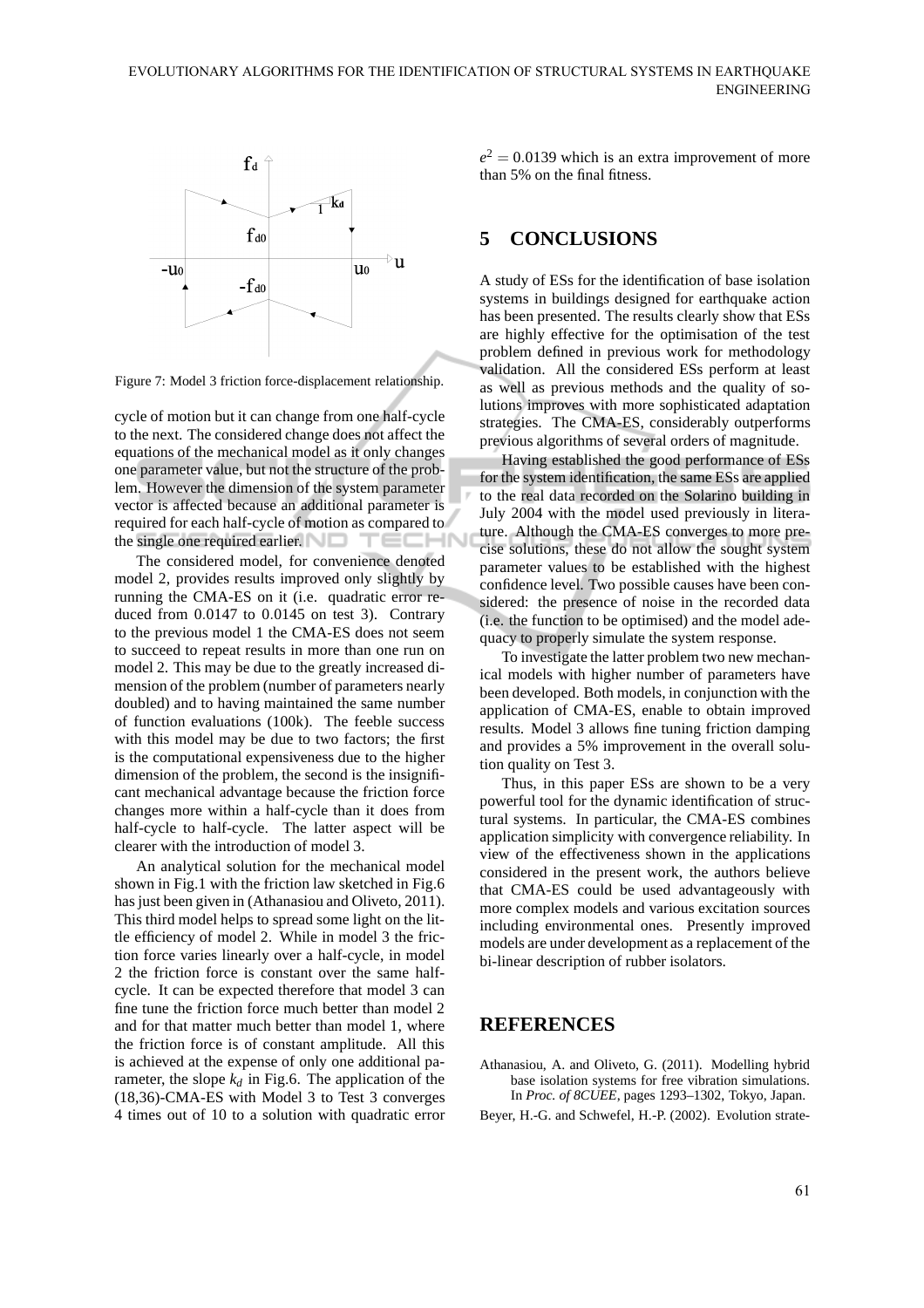Figure 7: Model 3 friction force-displacement relationship.

cycle of motion but it can change from one half-cycle to the next. The considered change does not affect the equations of the mechanical model as it only changes one parameter value, but not the structure of the problem. However the dimension of the system parameter vector is affected because an additional parameter is required for each half-cycle of motion as compared to the single one required earlier.

The considered model, for convenience denoted model 2, provides results improved only slightly by running the CMA-ES on it (i.e. quadratic error reduced from 0.0147 to 0.0145 on test 3). Contrary to the previous model 1 the CMA-ES does not seem to succeed to repeat results in more than one run on model 2. This may be due to the greatly increased dimension of the problem (number of parameters nearly doubled) and to having maintained the same number of function evaluations (100k). The feeble success with this model may be due to two factors; the first is the computational expensiveness due to the higher dimension of the problem, the second is the insignificant mechanical advantage because the friction force changes more within a half-cycle than it does from half-cycle to half-cycle. The latter aspect will be clearer with the introduction of model 3.

An analytical solution for the mechanical model shown in Fig.1 with the friction law sketched in Fig.6 has just been given in (Athanasiou and Oliveto, 2011). This third model helps to spread some light on the little efficiency of model 2. While in model 3 the friction force varies linearly over a half-cycle, in model 2 the friction force is constant over the same half-cycle. It can be expected therefore that model 3 can fine tune the friction force much better than model 2 and for that matter much better than model 1, where the friction force is of constant amplitude. All this is achieved at the expense of only one additional parameter, the slope $k_d$ in Fig.6. The application of the (18,36)-CMA-ES with Model 3 to Test 3 converges 4 times out of 10 to a solution with quadratic error $e^2 = 0.0139$ which is an extra improvement of more than 5% on the final fitness.

## 5 CONCLUSIONS

A study of ESs for the identification of base isolation systems in buildings designed for earthquake action has been presented. The results clearly show that ESs are highly effective for the optimisation of the test problem defined in previous work for methodology validation. All the considered ESs perform at least as well as previous methods and the quality of solutions improves with more sophisticated adaptation strategies. The CMA-ES, considerably outperforms previous algorithms of several orders of magnitude.

Having established the good performance of ESs for the system identification, the same ESs are applied to the real data recorded on the Solarino building in July 2004 with the model used previously in literature. Although the CMA-ES converges to more precise solutions, these do not allow the sought system parameter values to be established with the highest confidence level. Two possible causes have been considered: the presence of noise in the recorded data (i.e. the function to be optimised) and the model adequacy to properly simulate the system response.

To investigate the latter problem two new mechanical models with higher number of parameters have been developed. Both models, in conjunction with the application of CMA-ES, enable to obtain improved results. Model 3 allows fine tuning friction damping and provides a 5% improvement in the overall solution quality on Test 3.

Thus, in this paper ESs are shown to be a very powerful tool for the dynamic identification of structural systems. In particular, the CMA-ES combines application simplicity with convergence reliability. In view of the effectiveness shown in the applications considered in the present work, the authors believe that CMA-ES could be used advantageously with more complex models and various excitation sources including environmental ones. Presently improved models are under development as a replacement of the bi-linear description of rubber isolators.

## REFERENCES

Athanasiou, A. and Oliveto, G. (2011). Modelling hybrid base isolation systems for free vibration simulations. In *Proc. of 8CUEE*, pages 1293–1302, Tokyo, Japan.

Beyer, H.-G. and Schwefel, H.-P. (2002). Evolution strate-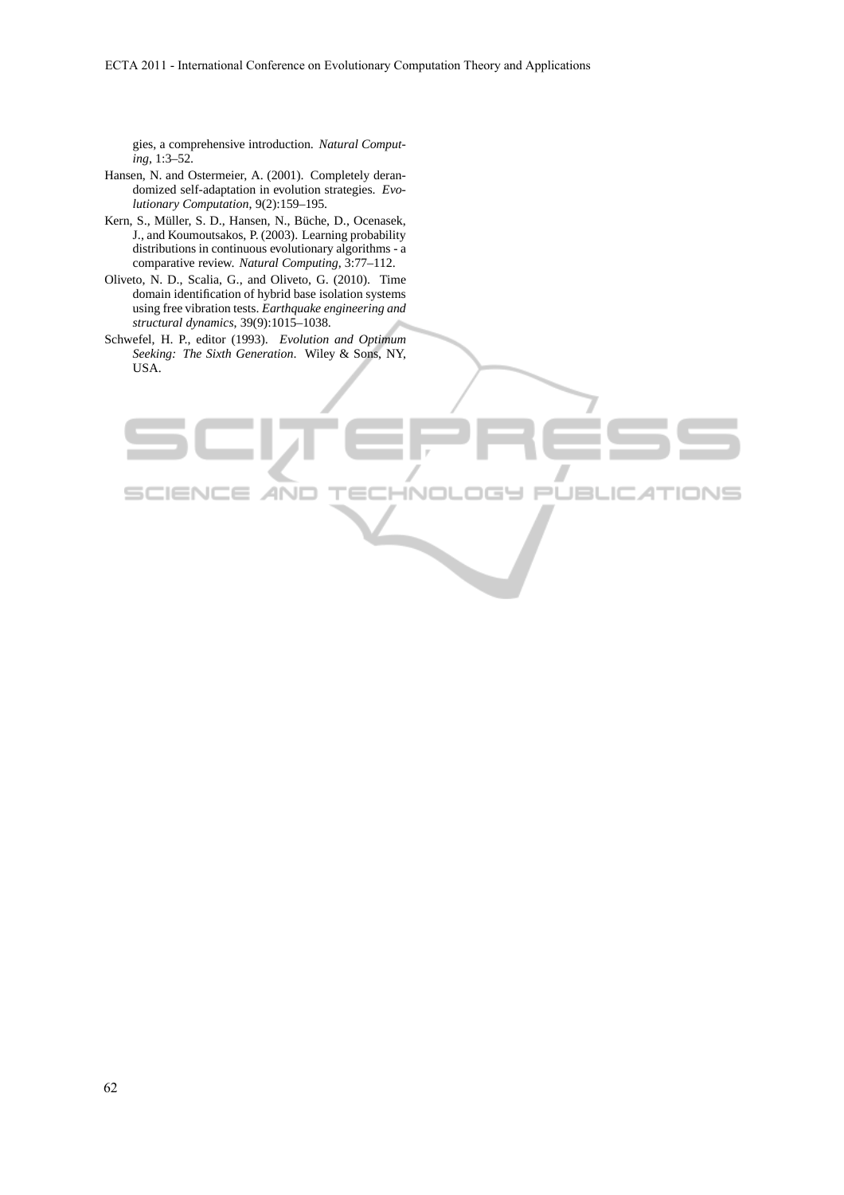gies, a comprehensive introduction. *Natural Computing*, 1:3–52.

Hansen, N. and Ostermeier, A. (2001). Completely derandomized self-adaptation in evolution strategies. *Evolutionary Computation*, 9(2):159–195.

Kern, S., Müller, S. D., Hansen, N., Büche, D., Ocenasek, J., and Koumoutsakos, P. (2003). Learning probability distributions in continuous evolutionary algorithms - a comparative review. *Natural Computing*, 3:77–112.

Oliveto, N. D., Scalia, G., and Oliveto, G. (2010). Time domain identification of hybrid base isolation systems using free vibration tests. *Earthquake engineering and structural dynamics*, 39(9):1015–1038.

Schwefel, H. P., editor (1993). *Evolution and Optimum Seeking: The Sixth Generation*. Wiley & Sons, NY, USA.